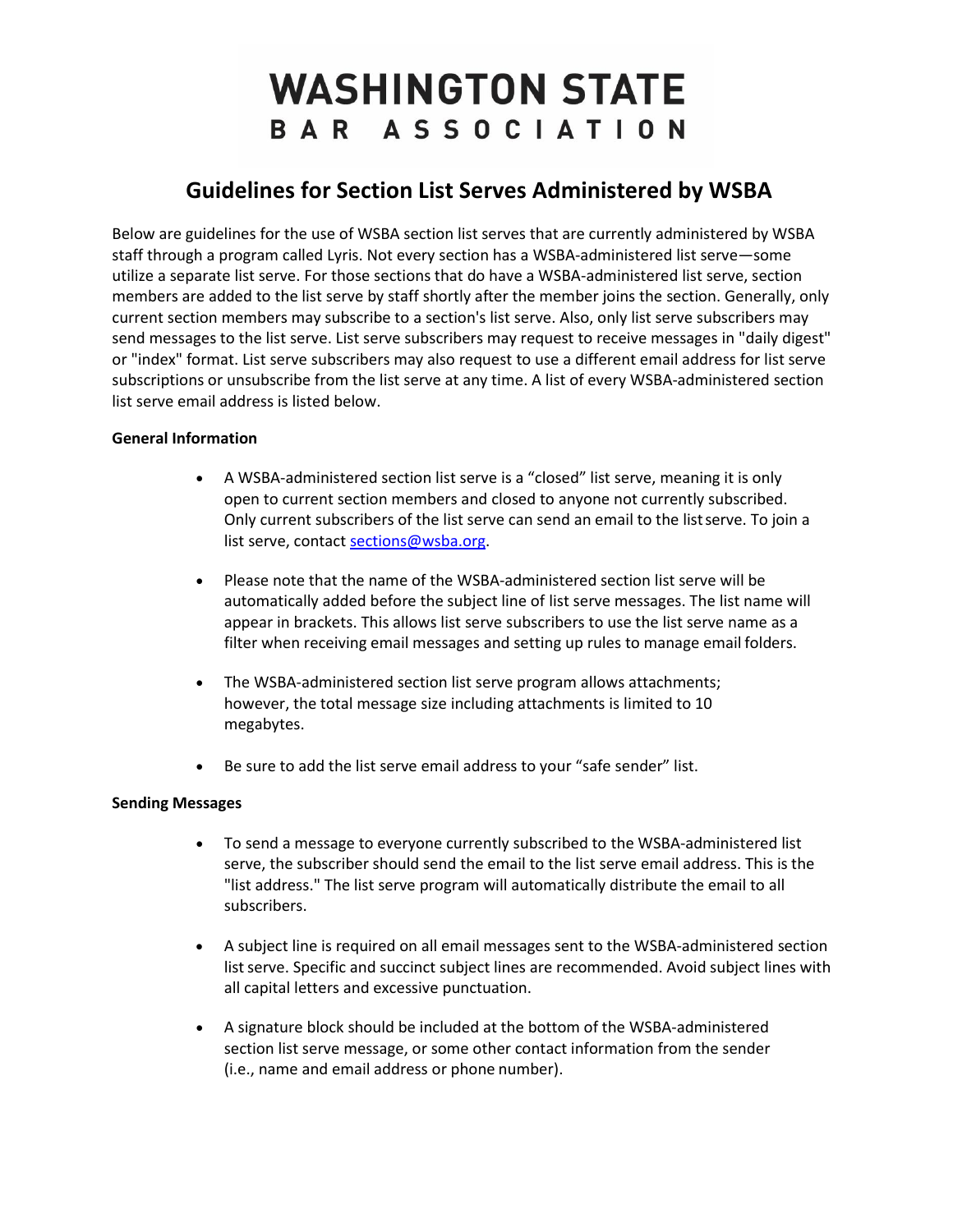# WASHINGTON STATE BAR ASSOCIATION

## Guidelines for Section List Serves Administered by WSBA

Below are guidelines for the use of WSBA section list serves that are currently administered by WSBA staff through a program called Lyris. Not every section has a WSBA-administered list serve—some utilize a separate list serve. For those sections that do have a WSBA-administered list serve, section members are added to the list serve by staff shortly after the member joins the section. Generally, only current section members may subscribe to a section's list serve. Also, only list serve subscribers may send messages to the list serve. List serve subscribers may request to receive messages in "daily digest" or "index" format. List serve subscribers may also request to use a different email address for list serve subscriptions or unsubscribe from the list serve at any time. A list of every WSBA-administered section list serve email address is listed below.

**General Information**

- A WSBA-administered section list serve is a "closed" list serve, meaning it is only open to current section members and closed to anyone not currently subscribed. Only current subscribers of the list serve can send an email to the list serve. To join a list serve, contact sections@wsba.org.

- Please note that the name of the WSBA-administered section list serve will be automatically added before the subject line of list serve messages. The list name will appear in brackets. This allows list serve subscribers to use the list serve name as a filter when receiving email messages and setting up rules to manage email folders.

- The WSBA-administered section list serve program allows attachments; however, the total message size including attachments is limited to 10 megabytes.

- Be sure to add the list serve email address to your "safe sender" list.

**Sending Messages**

- To send a message to everyone currently subscribed to the WSBA-administered list serve, the subscriber should send the email to the list serve email address. This is the "list address." The list serve program will automatically distribute the email to all subscribers.

- A subject line is required on all email messages sent to the WSBA-administered section list serve. Specific and succinct subject lines are recommended. Avoid subject lines with all capital letters and excessive punctuation.

- A signature block should be included at the bottom of the WSBA-administered section list serve message, or some other contact information from the sender (i.e., name and email address or phone number).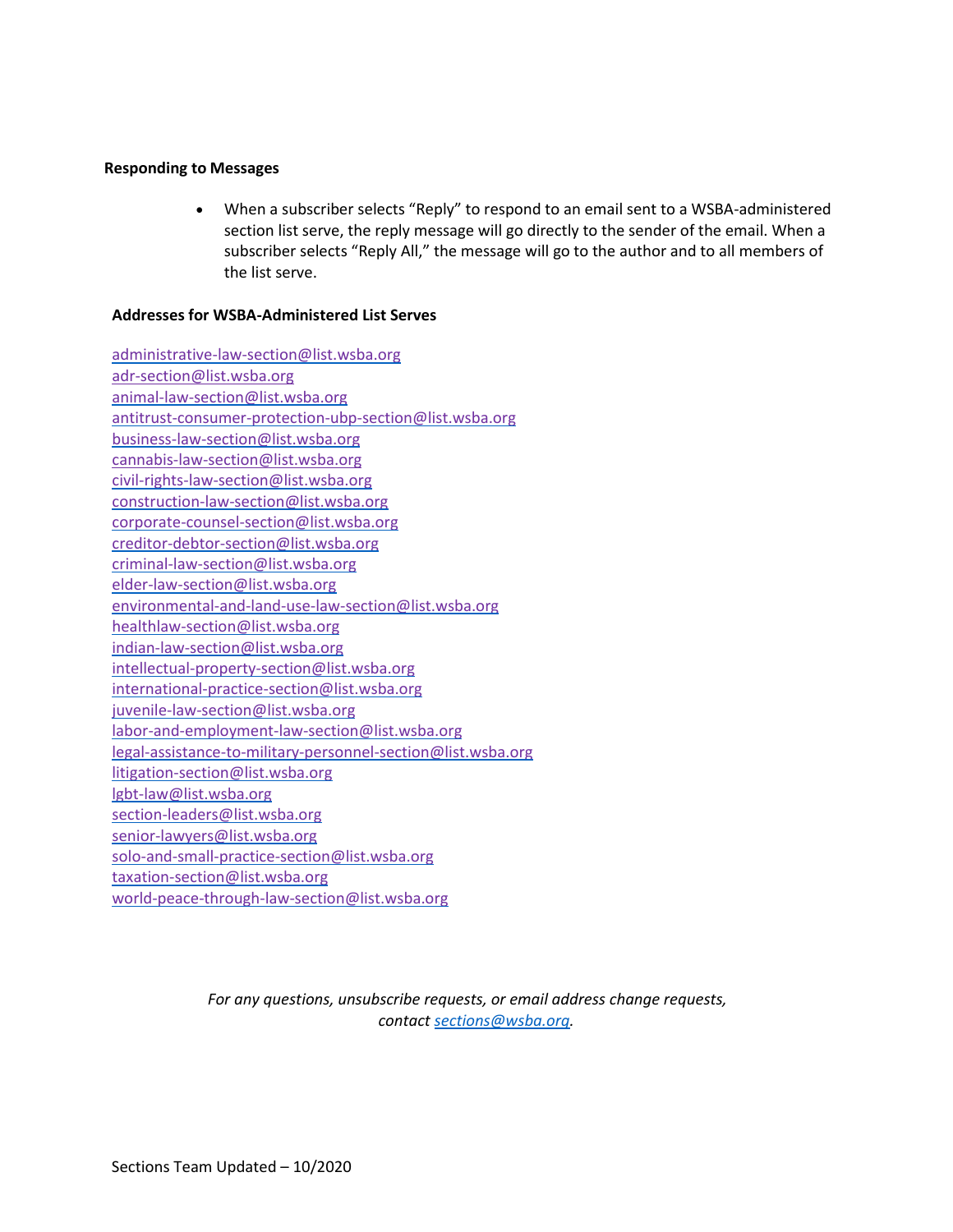**Responding to Messages**

- When a subscriber selects "Reply" to respond to an email sent to a WSBA-administered section list serve, the reply message will go directly to the sender of the email. When a subscriber selects "Reply All," the message will go to the author and to all members of the list serve.

**Addresses for WSBA-Administered List Serves**

administrative-law-section@list.wsba.org
adr-section@list.wsba.org
animal-law-section@list.wsba.org
antitrust-consumer-protection-ubp-section@list.wsba.org
business-law-section@list.wsba.org
cannabis-law-section@list.wsba.org
civil-rights-law-section@list.wsba.org
construction-law-section@list.wsba.org
corporate-counsel-section@list.wsba.org
creditor-debtor-section@list.wsba.org
criminal-law-section@list.wsba.org
elder-law-section@list.wsba.org
environmental-and-land-use-law-section@list.wsba.org
healthlaw-section@list.wsba.org
indian-law-section@list.wsba.org
intellectual-property-section@list.wsba.org
international-practice-section@list.wsba.org
juvenile-law-section@list.wsba.org
labor-and-employment-law-section@list.wsba.org
legal-assistance-to-military-personnel-section@list.wsba.org
litigation-section@list.wsba.org
lgbt-law@list.wsba.org
section-leaders@list.wsba.org
senior-lawyers@list.wsba.org
solo-and-small-practice-section@list.wsba.org
taxation-section@list.wsba.org
world-peace-through-law-section@list.wsba.org

*For any questions, unsubscribe requests, or email address change requests, contact sections@wsba.org.*

Sections Team Updated – 10/2020